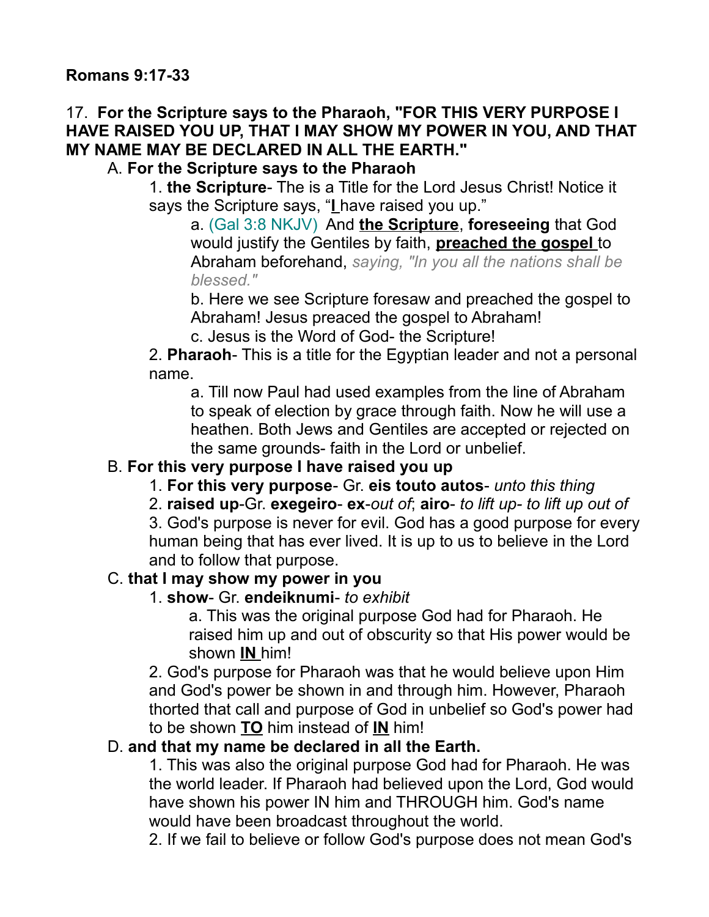**Romans 9:17-33**

17. **For the Scripture says to the Pharaoh, "FOR THIS VERY PURPOSE I HAVE RAISED YOU UP, THAT I MAY SHOW MY POWER IN YOU, AND THAT MY NAME MAY BE DECLARED IN ALL THE EARTH."**

A. **For the Scripture says to the Pharaoh**

1. **the Scripture**- The is a Title for the Lord Jesus Christ! Notice it says the Scripture says, "**I** have raised you up."

a. (Gal 3:8 NKJV) And **the Scripture**, **foreseeing** that God would justify the Gentiles by faith, **preached the gospel** to Abraham beforehand, *saying, "In you all the nations shall be blessed."*

b. Here we see Scripture foresaw and preached the gospel to Abraham! Jesus preaced the gospel to Abraham!

c. Jesus is the Word of God- the Scripture!

2. **Pharaoh**- This is a title for the Egyptian leader and not a personal name.

a. Till now Paul had used examples from the line of Abraham to speak of election by grace through faith. Now he will use a heathen. Both Jews and Gentiles are accepted or rejected on the same grounds- faith in the Lord or unbelief.

B. **For this very purpose I have raised you up**

1. **For this very purpose**- Gr. **eis touto autos**- *unto this thing*

2. **raised up**-Gr. **exegeiro**- **ex**-*out of*; **airo**- *to lift up- to lift up out of*

3. God's purpose is never for evil. God has a good purpose for every human being that has ever lived. It is up to us to believe in the Lord and to follow that purpose.

C. **that I may show my power in you**

1. **show**- Gr. **endeiknumi**- *to exhibit*

a. This was the original purpose God had for Pharaoh. He raised him up and out of obscurity so that His power would be shown **IN** him!

2. God's purpose for Pharaoh was that he would believe upon Him and God's power be shown in and through him. However, Pharaoh thorted that call and purpose of God in unbelief so God's power had to be shown **TO** him instead of **IN** him!

D. **and that my name be declared in all the Earth.**

1. This was also the original purpose God had for Pharaoh. He was the world leader. If Pharaoh had believed upon the Lord, God would have shown his power IN him and THROUGH him. God's name would have been broadcast throughout the world.

2. If we fail to believe or follow God's purpose does not mean God's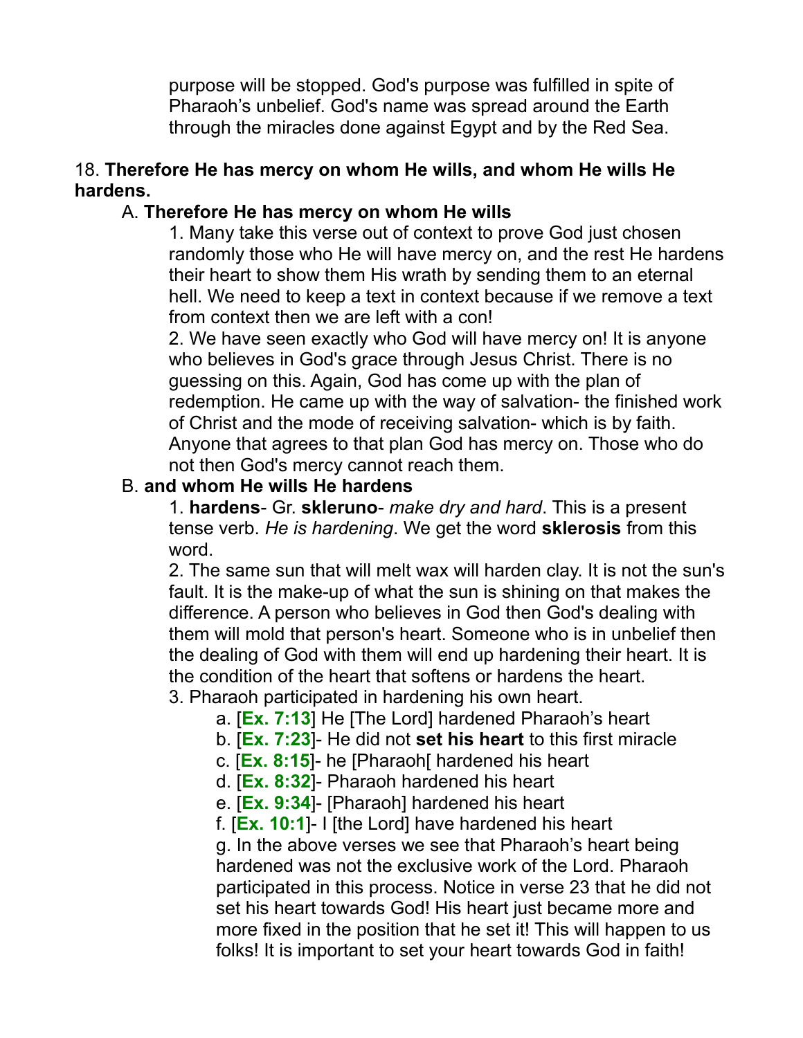purpose will be stopped. God's purpose was fulfilled in spite of Pharaoh's unbelief. God's name was spread around the Earth through the miracles done against Egypt and by the Red Sea.

18. **Therefore He has mercy on whom He wills, and whom He wills He hardens.**

A. **Therefore He has mercy on whom He wills**

1. Many take this verse out of context to prove God just chosen randomly those who He will have mercy on, and the rest He hardens their heart to show them His wrath by sending them to an eternal hell. We need to keep a text in context because if we remove a text from context then we are left with a con!

2. We have seen exactly who God will have mercy on! It is anyone who believes in God's grace through Jesus Christ. There is no guessing on this. Again, God has come up with the plan of redemption. He came up with the way of salvation- the finished work of Christ and the mode of receiving salvation- which is by faith. Anyone that agrees to that plan God has mercy on. Those who do not then God's mercy cannot reach them.

B. **and whom He wills He hardens**

1. **hardens**- Gr. **skleruno**- *make dry and hard*. This is a present tense verb. *He is hardening*. We get the word **sklerosis** from this word.

2. The same sun that will melt wax will harden clay. It is not the sun's fault. It is the make-up of what the sun is shining on that makes the difference. A person who believes in God then God's dealing with them will mold that person's heart. Someone who is in unbelief then the dealing of God with them will end up hardening their heart. It is the condition of the heart that softens or hardens the heart.

3. Pharaoh participated in hardening his own heart.

a. [**Ex. 7:13**] He [The Lord] hardened Pharaoh's heart

b. [**Ex. 7:23**]- He did not **set his heart** to this first miracle

c. [**Ex. 8:15**]- he [Pharaoh[ hardened his heart

d. [**Ex. 8:32**]- Pharaoh hardened his heart

e. [**Ex. 9:34**]- [Pharaoh] hardened his heart

f. [**Ex. 10:1**]- I [the Lord] have hardened his heart

g. In the above verses we see that Pharaoh's heart being hardened was not the exclusive work of the Lord. Pharaoh participated in this process. Notice in verse 23 that he did not set his heart towards God! His heart just became more and more fixed in the position that he set it! This will happen to us folks! It is important to set your heart towards God in faith!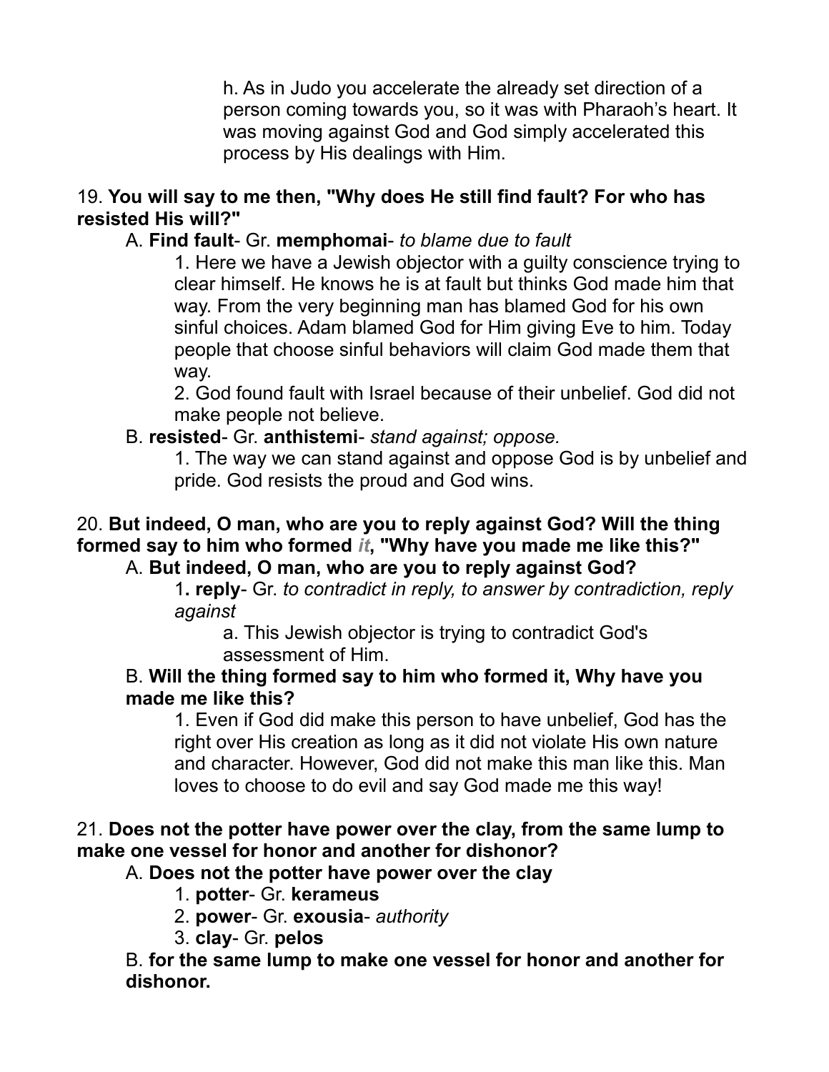h. As in Judo you accelerate the already set direction of a person coming towards you, so it was with Pharaoh's heart. It was moving against God and God simply accelerated this process by His dealings with Him.

19. **You will say to me then, "Why does He still find fault? For who has resisted His will?"**

A. **Find fault**- Gr. **memphomai**- *to blame due to fault*

1. Here we have a Jewish objector with a guilty conscience trying to clear himself. He knows he is at fault but thinks God made him that way. From the very beginning man has blamed God for his own sinful choices. Adam blamed God for Him giving Eve to him. Today people that choose sinful behaviors will claim God made them that way.

2. God found fault with Israel because of their unbelief. God did not make people not believe.

B. **resisted**- Gr. **anthistemi**- *stand against; oppose.*

1. The way we can stand against and oppose God is by unbelief and pride. God resists the proud and God wins.

20. **But indeed, O man, who are you to reply against God? Will the thing formed say to him who formed *it*, "Why have you made me like this?"**

A. **But indeed, O man, who are you to reply against God?**

1**. reply**- Gr. *to contradict in reply, to answer by contradiction, reply against*

a. This Jewish objector is trying to contradict God's assessment of Him.

B. **Will the thing formed say to him who formed it, Why have you made me like this?**

1. Even if God did make this person to have unbelief, God has the right over His creation as long as it did not violate His own nature and character. However, God did not make this man like this. Man loves to choose to do evil and say God made me this way!

21. **Does not the potter have power over the clay, from the same lump to make one vessel for honor and another for dishonor?**

A. **Does not the potter have power over the clay**

1. **potter**- Gr. **kerameus**
2. **power**- Gr. **exousia**- *authority*
3. **clay**- Gr. **pelos**

B. **for the same lump to make one vessel for honor and another for dishonor.**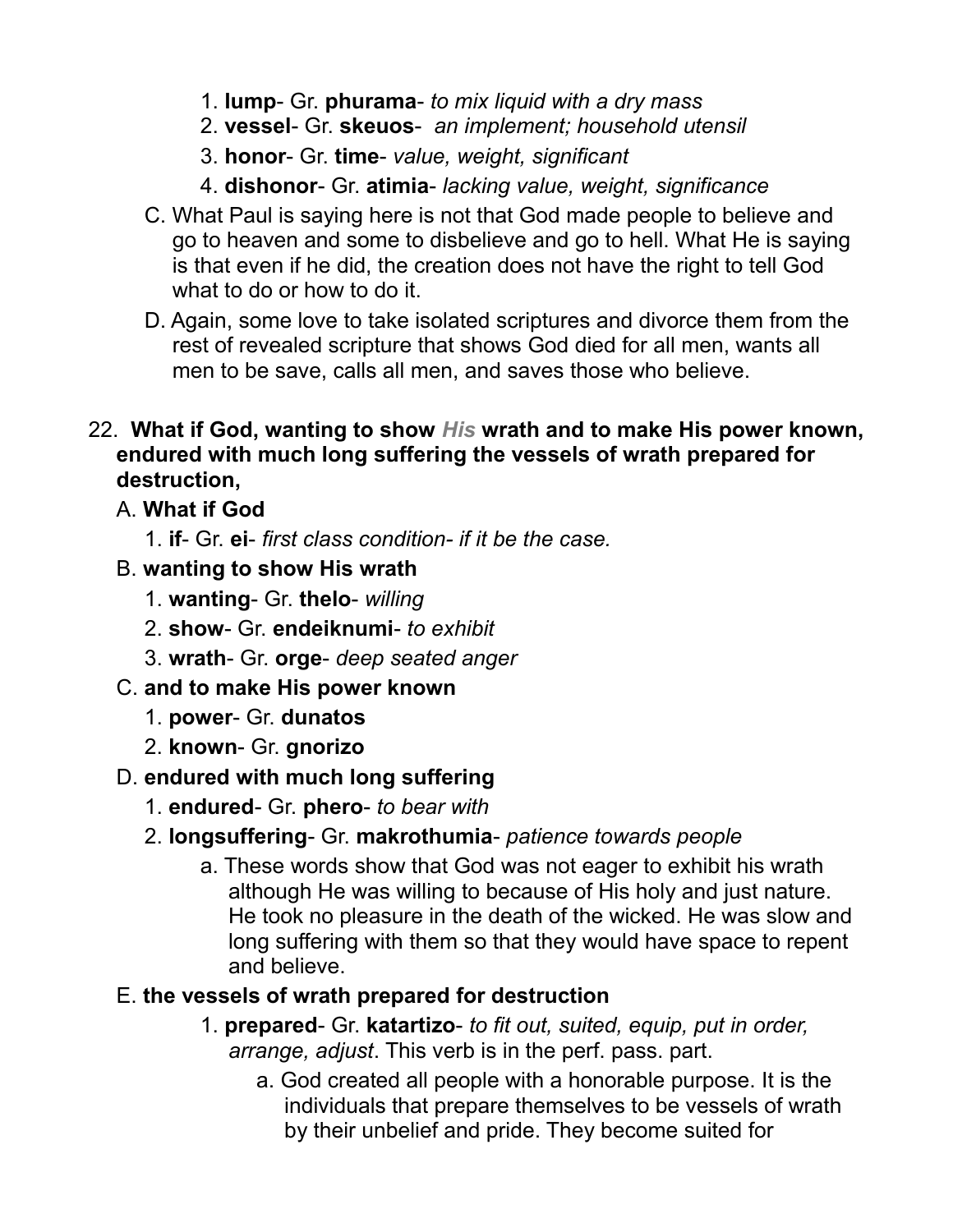1. **lump**- Gr. **phurama**- *to mix liquid with a dry mass*
2. **vessel**- Gr. **skeuos**- *an implement; household utensil*
3. **honor**- Gr. **time**- *value, weight, significant*
4. **dishonor**- Gr. **atimia**- *lacking value, weight, significance*

C. What Paul is saying here is not that God made people to believe and go to heaven and some to disbelieve and go to hell. What He is saying is that even if he did, the creation does not have the right to tell God what to do or how to do it.

D. Again, some love to take isolated scriptures and divorce them from the rest of revealed scripture that shows God died for all men, wants all men to be save, calls all men, and saves those who believe.

22. **What if God, wanting to show *His* wrath and to make His power known, endured with much long suffering the vessels of wrath prepared for destruction,**

A. **What if God**
   1. **if**- Gr. **ei**- *first class condition- if it be the case.*

B. **wanting to show His wrath**
   1. **wanting**- Gr. **thelo**- *willing*
   2. **show**- Gr. **endeiknumi**- *to exhibit*
   3. **wrath**- Gr. **orge**- *deep seated anger*

C. **and to make His power known**
   1. **power**- Gr. **dunatos**
   2. **known**- Gr. **gnorizo**

D. **endured with much long suffering**
   1. **endured**- Gr. **phero**- *to bear with*
   2. **longsuffering**- Gr. **makrothumia**- *patience towards people*
      a. These words show that God was not eager to exhibit his wrath although He was willing to because of His holy and just nature. He took no pleasure in the death of the wicked. He was slow and long suffering with them so that they would have space to repent and believe.

E. **the vessels of wrath prepared for destruction**
   1. **prepared**- Gr. **katartizo**- *to fit out, suited, equip, put in order, arrange, adjust*. This verb is in the perf. pass. part.
      a. God created all people with a honorable purpose. It is the individuals that prepare themselves to be vessels of wrath by their unbelief and pride. They become suited for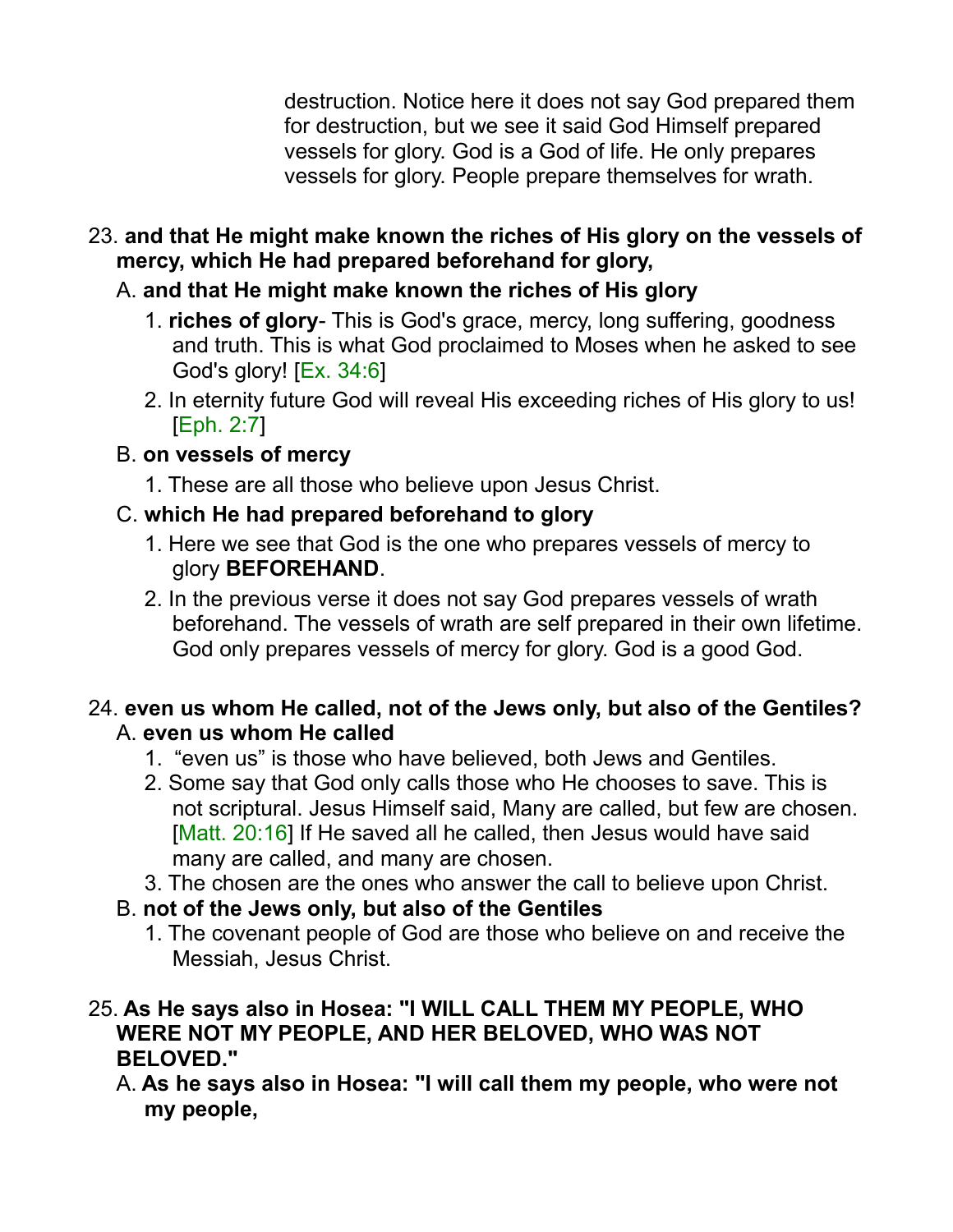destruction. Notice here it does not say God prepared them for destruction, but we see it said God Himself prepared vessels for glory. God is a God of life. He only prepares vessels for glory. People prepare themselves for wrath.

23. **and that He might make known the riches of His glory on the vessels of mercy, which He had prepared beforehand for glory,**

   A. **and that He might make known the riches of His glory**

      1. **riches of glory**- This is God's grace, mercy, long suffering, goodness and truth. This is what God proclaimed to Moses when he asked to see God's glory! [Ex. 34:6]
      2. In eternity future God will reveal His exceeding riches of His glory to us! [Eph. 2:7]

   B. **on vessels of mercy**

      1. These are all those who believe upon Jesus Christ.

   C. **which He had prepared beforehand to glory**

      1. Here we see that God is the one who prepares vessels of mercy to glory **BEFOREHAND**.
      2. In the previous verse it does not say God prepares vessels of wrath beforehand. The vessels of wrath are self prepared in their own lifetime. God only prepares vessels of mercy for glory. God is a good God.

24. **even us whom He called, not of the Jews only, but also of the Gentiles?**

   A. **even us whom He called**

      1. "even us" is those who have believed, both Jews and Gentiles.
      2. Some say that God only calls those who He chooses to save. This is not scriptural. Jesus Himself said, Many are called, but few are chosen. [Matt. 20:16] If He saved all he called, then Jesus would have said many are called, and many are chosen.
      3. The chosen are the ones who answer the call to believe upon Christ.

   B. **not of the Jews only, but also of the Gentiles**

      1. The covenant people of God are those who believe on and receive the Messiah, Jesus Christ.

25. **As He says also in Hosea: "I WILL CALL THEM MY PEOPLE, WHO WERE NOT MY PEOPLE, AND HER BELOVED, WHO WAS NOT BELOVED."**

   A. **As he says also in Hosea: "I will call them my people, who were not my people,**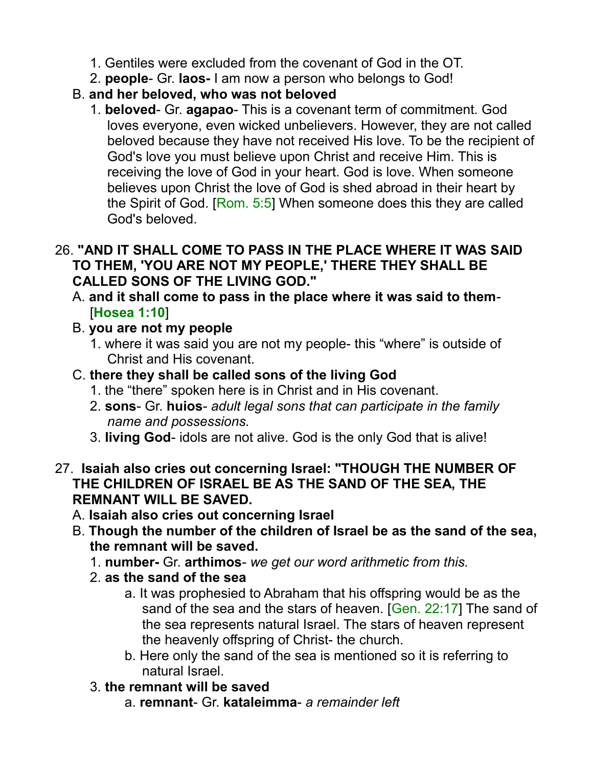1. Gentiles were excluded from the covenant of God in the OT.
2. **people**- Gr. **laos-** I am now a person who belongs to God!

B. **and her beloved, who was not beloved**

1. **beloved**- Gr. **agapao**- This is a covenant term of commitment. God loves everyone, even wicked unbelievers. However, they are not called beloved because they have not received His love. To be the recipient of God's love you must believe upon Christ and receive Him. This is receiving the love of God in your heart. God is love. When someone believes upon Christ the love of God is shed abroad in their heart by the Spirit of God. [Rom. 5:5] When someone does this they are called God's beloved.

26. **"AND IT SHALL COME TO PASS IN THE PLACE WHERE IT WAS SAID TO THEM, 'YOU ARE NOT MY PEOPLE,' THERE THEY SHALL BE CALLED SONS OF THE LIVING GOD."**

A. **and it shall come to pass in the place where it was said to them**- [**Hosea 1:10**]

B. **you are not my people**

1. where it was said you are not my people- this "where" is outside of Christ and His covenant.

C. **there they shall be called sons of the living God**

1. the "there" spoken here is in Christ and in His covenant.
2. **sons**- Gr. **huios**- *adult legal sons that can participate in the family name and possessions.*
3. **living God**- idols are not alive. God is the only God that is alive!

27. **Isaiah also cries out concerning Israel: "THOUGH THE NUMBER OF THE CHILDREN OF ISRAEL BE AS THE SAND OF THE SEA, THE REMNANT WILL BE SAVED.**

A. **Isaiah also cries out concerning Israel**

B. **Though the number of the children of Israel be as the sand of the sea, the remnant will be saved.**

1. **number-** Gr. **arthimos**- *we get our word arithmetic from this.*
2. **as the sand of the sea**
   a. It was prophesied to Abraham that his offspring would be as the sand of the sea and the stars of heaven. [Gen. 22:17] The sand of the sea represents natural Israel. The stars of heaven represent the heavenly offspring of Christ- the church.
   b. Here only the sand of the sea is mentioned so it is referring to natural Israel.
3. **the remnant will be saved**
   a. **remnant**- Gr. **kataleimma**- *a remainder left*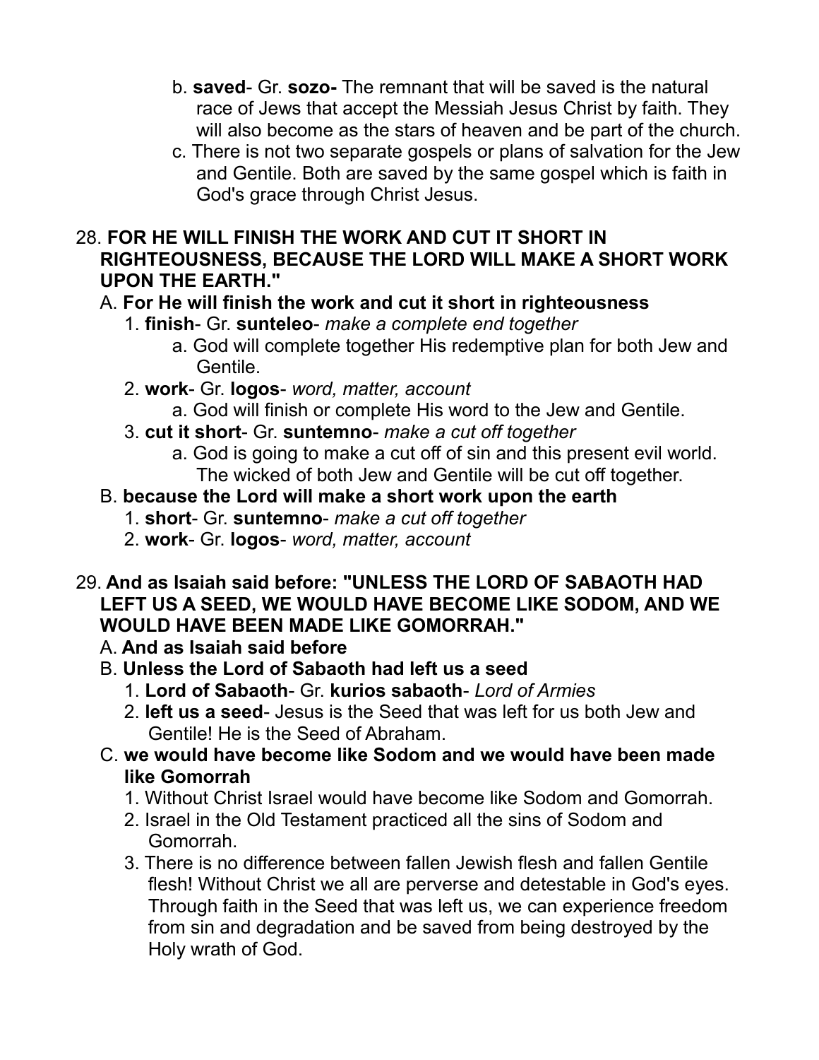b. **saved**- Gr. **sozo-** The remnant that will be saved is the natural race of Jews that accept the Messiah Jesus Christ by faith. They will also become as the stars of heaven and be part of the church.

c. There is not two separate gospels or plans of salvation for the Jew and Gentile. Both are saved by the same gospel which is faith in God's grace through Christ Jesus.

28. **FOR HE WILL FINISH THE WORK AND CUT IT SHORT IN RIGHTEOUSNESS, BECAUSE THE LORD WILL MAKE A SHORT WORK UPON THE EARTH."**

A. **For He will finish the work and cut it short in righteousness**

1. **finish**- Gr. **sunteleo**- *make a complete end together*
   - a. God will complete together His redemptive plan for both Jew and Gentile.
2. **work**- Gr. **logos**- *word, matter, account*
   - a. God will finish or complete His word to the Jew and Gentile.
3. **cut it short**- Gr. **suntemno**- *make a cut off together*
   - a. God is going to make a cut off of sin and this present evil world. The wicked of both Jew and Gentile will be cut off together.

B. **because the Lord will make a short work upon the earth**

1. **short**- Gr. **suntemno**- *make a cut off together*
2. **work**- Gr. **logos**- *word, matter, account*

29. **And as Isaiah said before: "UNLESS THE LORD OF SABAOTH HAD LEFT US A SEED, WE WOULD HAVE BECOME LIKE SODOM, AND WE WOULD HAVE BEEN MADE LIKE GOMORRAH."**

A. **And as Isaiah said before**

B. **Unless the Lord of Sabaoth had left us a seed**

1. **Lord of Sabaoth**- Gr. **kurios sabaoth**- *Lord of Armies*
2. **left us a seed**- Jesus is the Seed that was left for us both Jew and Gentile! He is the Seed of Abraham.

C. **we would have become like Sodom and we would have been made like Gomorrah**

1. Without Christ Israel would have become like Sodom and Gomorrah.
2. Israel in the Old Testament practiced all the sins of Sodom and Gomorrah.
3. There is no difference between fallen Jewish flesh and fallen Gentile flesh! Without Christ we all are perverse and detestable in God's eyes. Through faith in the Seed that was left us, we can experience freedom from sin and degradation and be saved from being destroyed by the Holy wrath of God.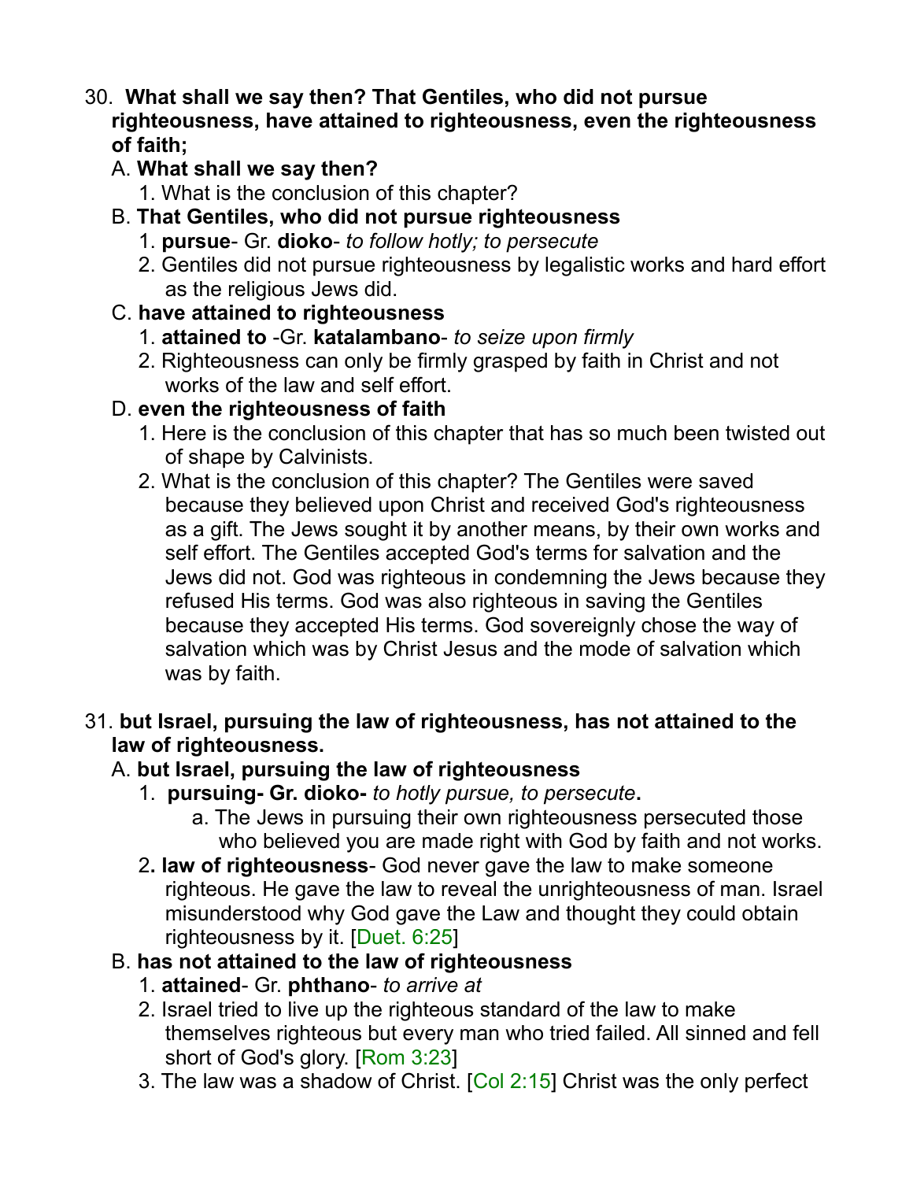30. **What shall we say then? That Gentiles, who did not pursue righteousness, have attained to righteousness, even the righteousness of faith;**

   A. **What shall we say then?**

      1. What is the conclusion of this chapter?

   B. **That Gentiles, who did not pursue righteousness**

      1. **pursue**- Gr. **dioko**- *to follow hotly; to persecute*
      2. Gentiles did not pursue righteousness by legalistic works and hard effort as the religious Jews did.

   C. **have attained to righteousness**

      1. **attained to** -Gr. **katalambano**- *to seize upon firmly*
      2. Righteousness can only be firmly grasped by faith in Christ and not works of the law and self effort.

   D. **even the righteousness of faith**

      1. Here is the conclusion of this chapter that has so much been twisted out of shape by Calvinists.
      2. What is the conclusion of this chapter? The Gentiles were saved because they believed upon Christ and received God's righteousness as a gift. The Jews sought it by another means, by their own works and self effort. The Gentiles accepted God's terms for salvation and the Jews did not. God was righteous in condemning the Jews because they refused His terms. God was also righteous in saving the Gentiles because they accepted His terms. God sovereignly chose the way of salvation which was by Christ Jesus and the mode of salvation which was by faith.

31. **but Israel, pursuing the law of righteousness, has not attained to the law of righteousness.**

   A. **but Israel, pursuing the law of righteousness**

      1. **pursuing- Gr. dioko-** *to hotly pursue, to persecute***.**

         a. The Jews in pursuing their own righteousness persecuted those who believed you are made right with God by faith and not works.

      2**. law of righteousness**- God never gave the law to make someone righteous. He gave the law to reveal the unrighteousness of man. Israel misunderstood why God gave the Law and thought they could obtain righteousness by it. [Duet. 6:25]

   B. **has not attained to the law of righteousness**

      1. **attained**- Gr. **phthano**- *to arrive at*
      2. Israel tried to live up the righteous standard of the law to make themselves righteous but every man who tried failed. All sinned and fell short of God's glory. [Rom 3:23]
      3. The law was a shadow of Christ. [Col 2:15] Christ was the only perfect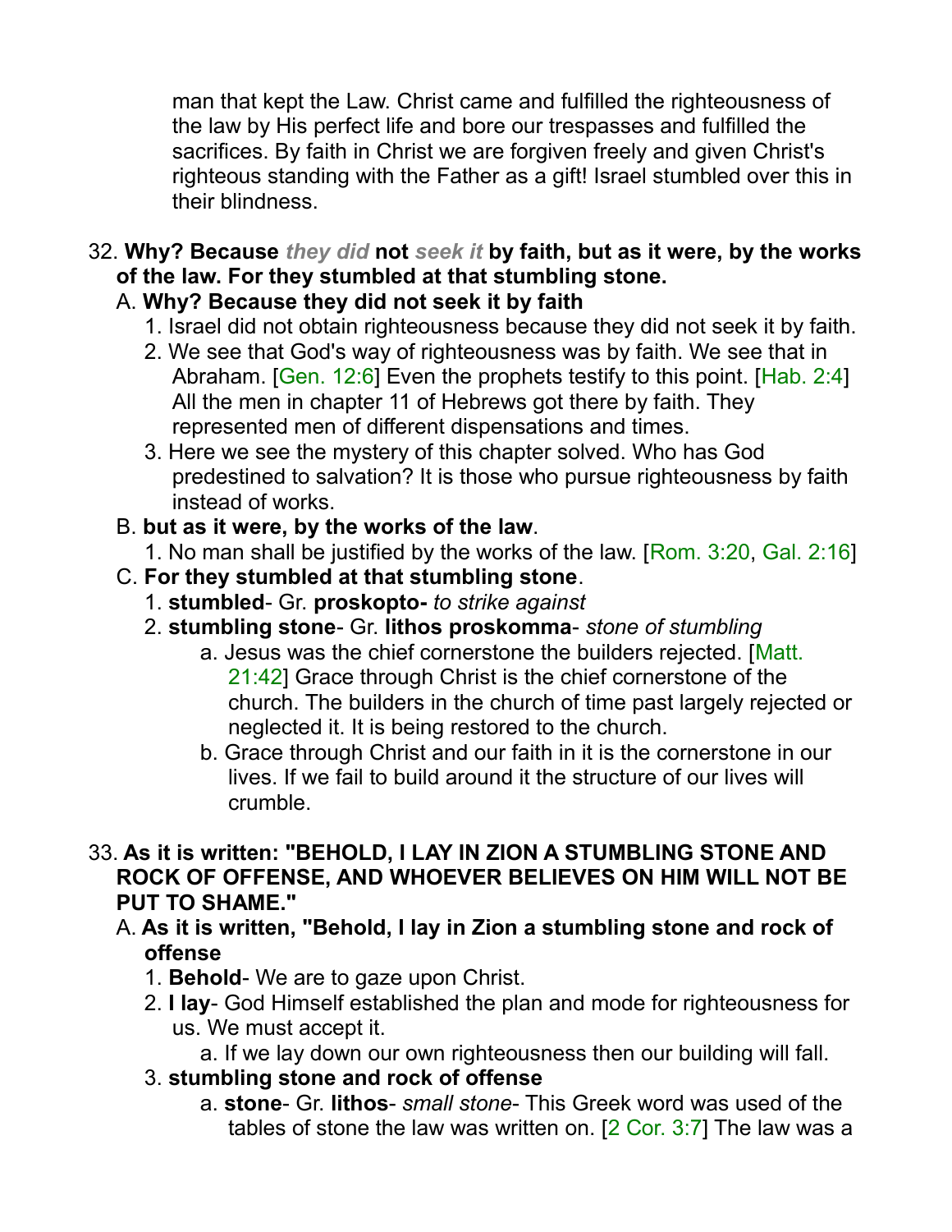man that kept the Law. Christ came and fulfilled the righteousness of the law by His perfect life and bore our trespasses and fulfilled the sacrifices. By faith in Christ we are forgiven freely and given Christ's righteous standing with the Father as a gift! Israel stumbled over this in their blindness.

32. **Why? Because *they did* not *seek it* by faith, but as it were, by the works of the law. For they stumbled at that stumbling stone.**
   A. **Why? Because they did not seek it by faith**
      1. Israel did not obtain righteousness because they did not seek it by faith.
      2. We see that God's way of righteousness was by faith. We see that in Abraham. [Gen. 12:6] Even the prophets testify to this point. [Hab. 2:4] All the men in chapter 11 of Hebrews got there by faith. They represented men of different dispensations and times.
      3. Here we see the mystery of this chapter solved. Who has God predestined to salvation? It is those who pursue righteousness by faith instead of works.
   B. **but as it were, by the works of the law**.
      1. No man shall be justified by the works of the law. [Rom. 3:20, Gal. 2:16]
   C. **For they stumbled at that stumbling stone**.
      1. **stumbled**- Gr. **proskopto-** *to strike against*
      2. **stumbling stone**- Gr. **lithos proskomma**- *stone of stumbling*
         a. Jesus was the chief cornerstone the builders rejected. [Matt. 21:42] Grace through Christ is the chief cornerstone of the church. The builders in the church of time past largely rejected or neglected it. It is being restored to the church.
         b. Grace through Christ and our faith in it is the cornerstone in our lives. If we fail to build around it the structure of our lives will crumble.

33. **As it is written: "BEHOLD, I LAY IN ZION A STUMBLING STONE AND ROCK OF OFFENSE, AND WHOEVER BELIEVES ON HIM WILL NOT BE PUT TO SHAME."**
   A. **As it is written, "Behold, I lay in Zion a stumbling stone and rock of offense**
      1. **Behold**- We are to gaze upon Christ.
      2. **I lay**- God Himself established the plan and mode for righteousness for us. We must accept it.
         a. If we lay down our own righteousness then our building will fall.
      3. **stumbling stone and rock of offense**
         a. **stone**- Gr. **lithos**- *small stone*- This Greek word was used of the tables of stone the law was written on. [2 Cor. 3:7] The law was a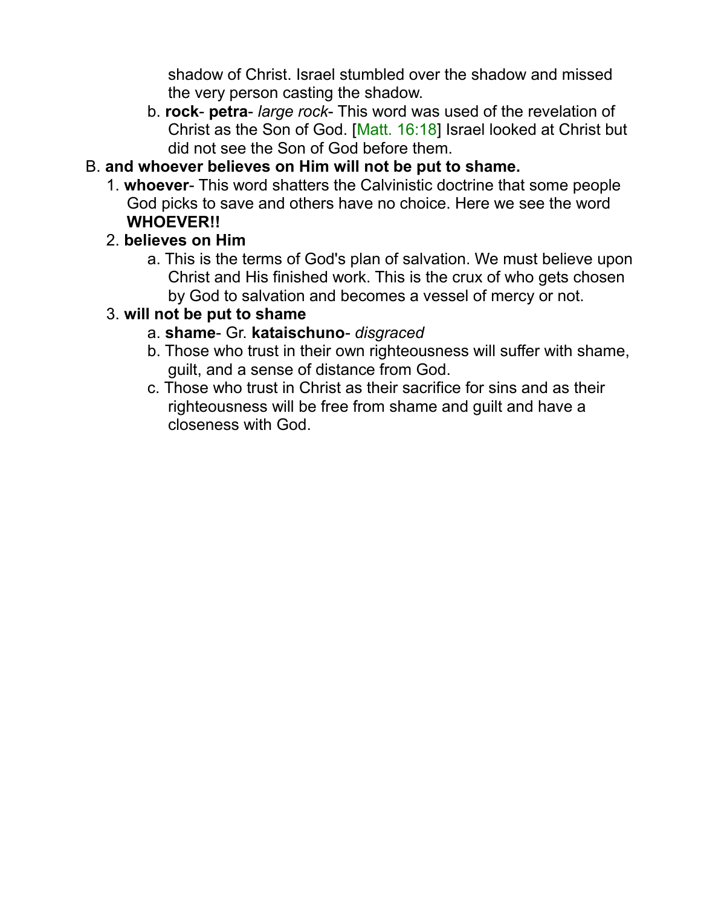shadow of Christ. Israel stumbled over the shadow and missed the very person casting the shadow.

   b. **rock**- **petra**- *large rock*- This word was used of the revelation of Christ as the Son of God. [Matt. 16:18] Israel looked at Christ but did not see the Son of God before them.

B. **and whoever believes on Him will not be put to shame.**

1. **whoever**- This word shatters the Calvinistic doctrine that some people God picks to save and others have no choice. Here we see the word **WHOEVER!!**
2. **believes on Him**
   a. This is the terms of God's plan of salvation. We must believe upon Christ and His finished work. This is the crux of who gets chosen by God to salvation and becomes a vessel of mercy or not.
3. **will not be put to shame**
   a. **shame**- Gr. **kataischuno**- *disgraced*
   b. Those who trust in their own righteousness will suffer with shame, guilt, and a sense of distance from God.
   c. Those who trust in Christ as their sacrifice for sins and as their righteousness will be free from shame and guilt and have a closeness with God.